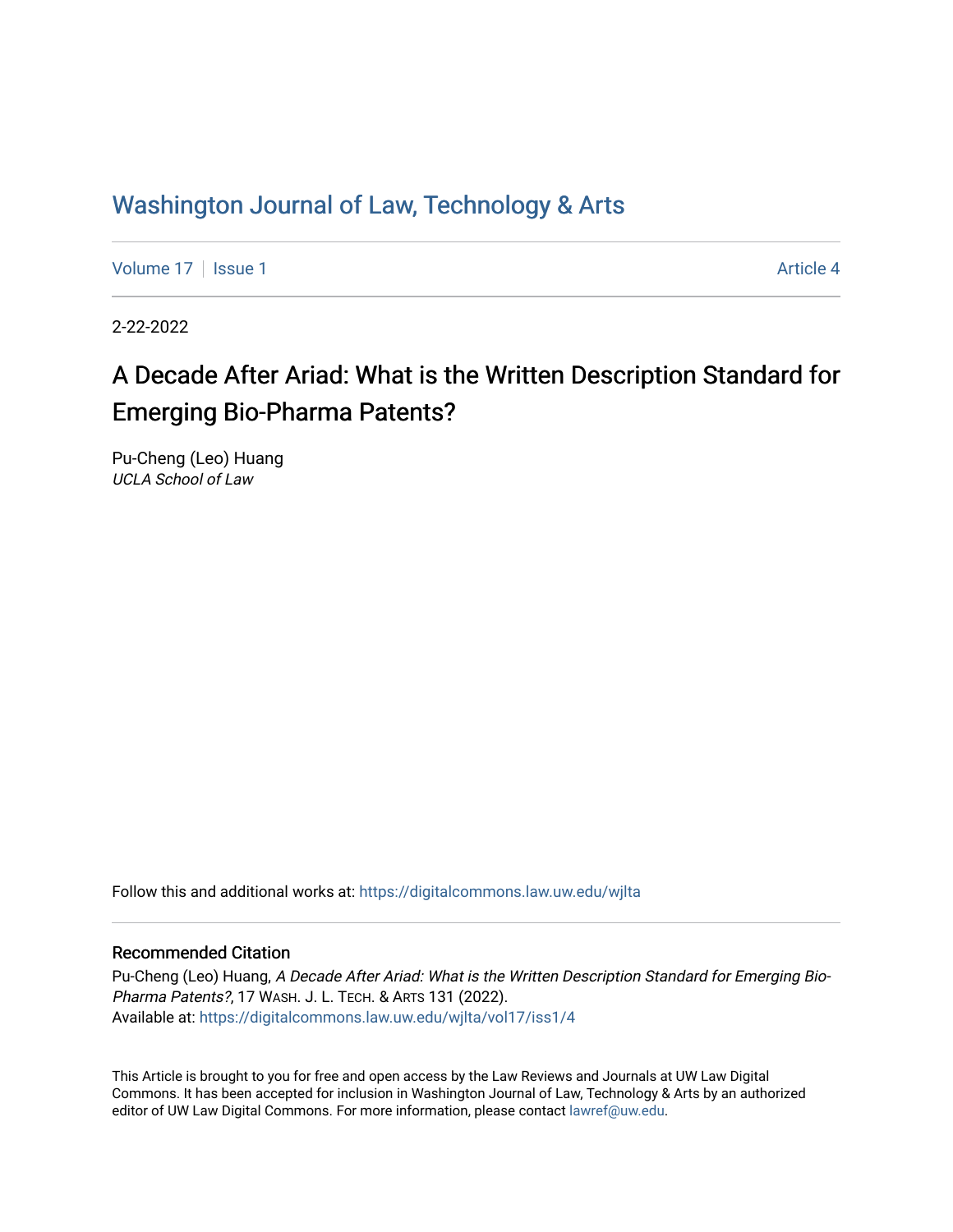# Washington Journal of Law, Technology & Arts

Volume 17 | Issue 1 | Article 4

2-22-2022

## A Decade After Ariad: What is the Written Description Standard for Emerging Bio-Pharma Patents?

Pu-Cheng (Leo) Huang
*UCLA School of Law*

Follow this and additional works at: https://digitalcommons.law.uw.edu/wjlta

### Recommended Citation

Pu-Cheng (Leo) Huang, *A Decade After Ariad: What is the Written Description Standard for Emerging Bio-Pharma Patents?*, 17 WASH. J. L. TECH. & ARTS 131 (2022).
Available at: https://digitalcommons.law.uw.edu/wjlta/vol17/iss1/4

This Article is brought to you for free and open access by the Law Reviews and Journals at UW Law Digital Commons. It has been accepted for inclusion in Washington Journal of Law, Technology & Arts by an authorized editor of UW Law Digital Commons. For more information, please contact lawref@uw.edu.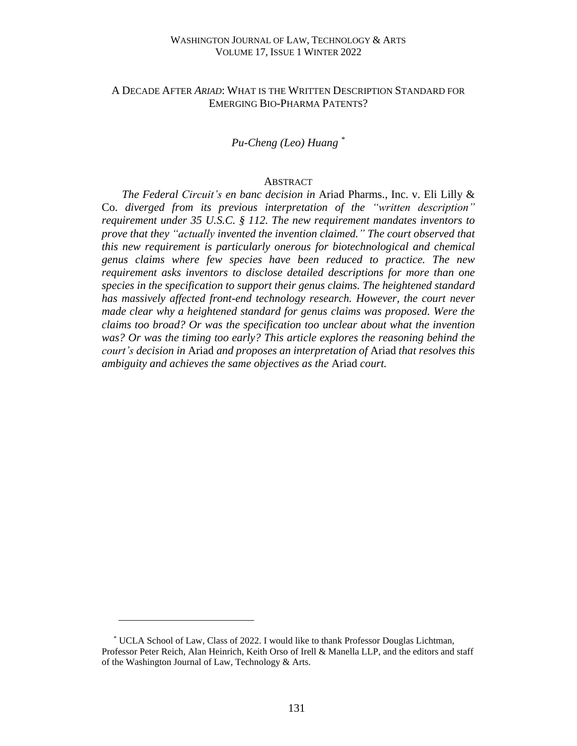# A DECADE AFTER *ARIAD*: WHAT IS THE WRITTEN DESCRIPTION STANDARD FOR EMERGING BIO-PHARMA PATENTS?

*Pu-Cheng (Leo) Huang* [*]

## ABSTRACT

*The Federal Circuit's en banc decision in* Ariad Pharms., Inc. v. Eli Lilly & Co. *diverged from its previous interpretation of the "written description" requirement under 35 U.S.C. § 112. The new requirement mandates inventors to prove that they "actually invented the invention claimed." The court observed that this new requirement is particularly onerous for biotechnological and chemical genus claims where few species have been reduced to practice. The new requirement asks inventors to disclose detailed descriptions for more than one species in the specification to support their genus claims. The heightened standard has massively affected front-end technology research. However, the court never made clear why a heightened standard for genus claims was proposed. Were the claims too broad? Or was the specification too unclear about what the invention was? Or was the timing too early? This article explores the reasoning behind the court's decision in* Ariad *and proposes an interpretation of* Ariad *that resolves this ambiguity and achieves the same objectives as the* Ariad *court.*

---

[*] UCLA School of Law, Class of 2022. I would like to thank Professor Douglas Lichtman, Professor Peter Reich, Alan Heinrich, Keith Orso of Irell & Manella LLP, and the editors and staff of the Washington Journal of Law, Technology & Arts.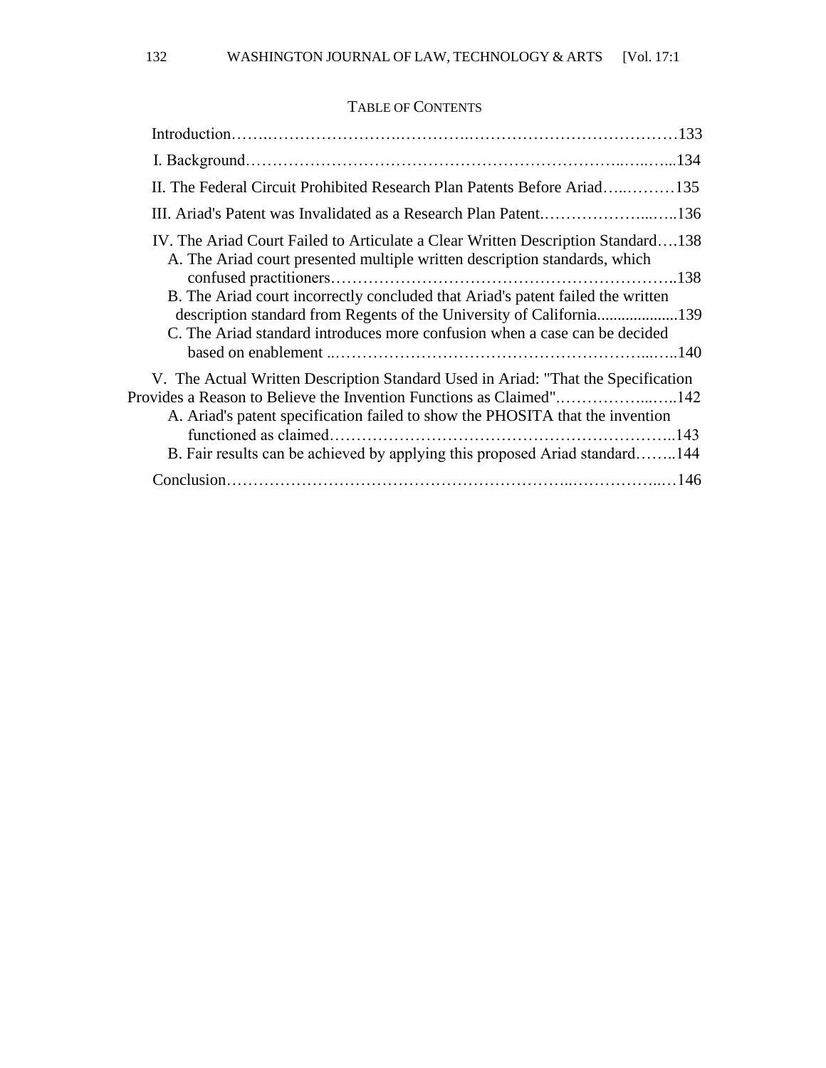## TABLE OF CONTENTS

Introduction……………………………………………………………………………133

I. Background……………………………………………………………………………134

II. The Federal Circuit Prohibited Research Plan Patents Before Ariad……………135

III. Ariad's Patent was Invalidated as a Research Plan Patent……………………136

IV. The Ariad Court Failed to Articulate a Clear Written Description Standard….138

- A. The Ariad court presented multiple written description standards, which confused practitioners……………………………………………………………138
- B. The Ariad court incorrectly concluded that Ariad's patent failed the written description standard from Regents of the University of California....................139
- C. The Ariad standard introduces more confusion when a case can be decided based on enablement ……………………………………………………………140

V. The Actual Written Description Standard Used in Ariad: "That the Specification Provides a Reason to Believe the Invention Functions as Claimed"……………142

- A. Ariad's patent specification failed to show the PHOSITA that the invention functioned as claimed……………………………………………………………143
- B. Fair results can be achieved by applying this proposed Ariad standard……..144

Conclusion………………………………………………………………………………146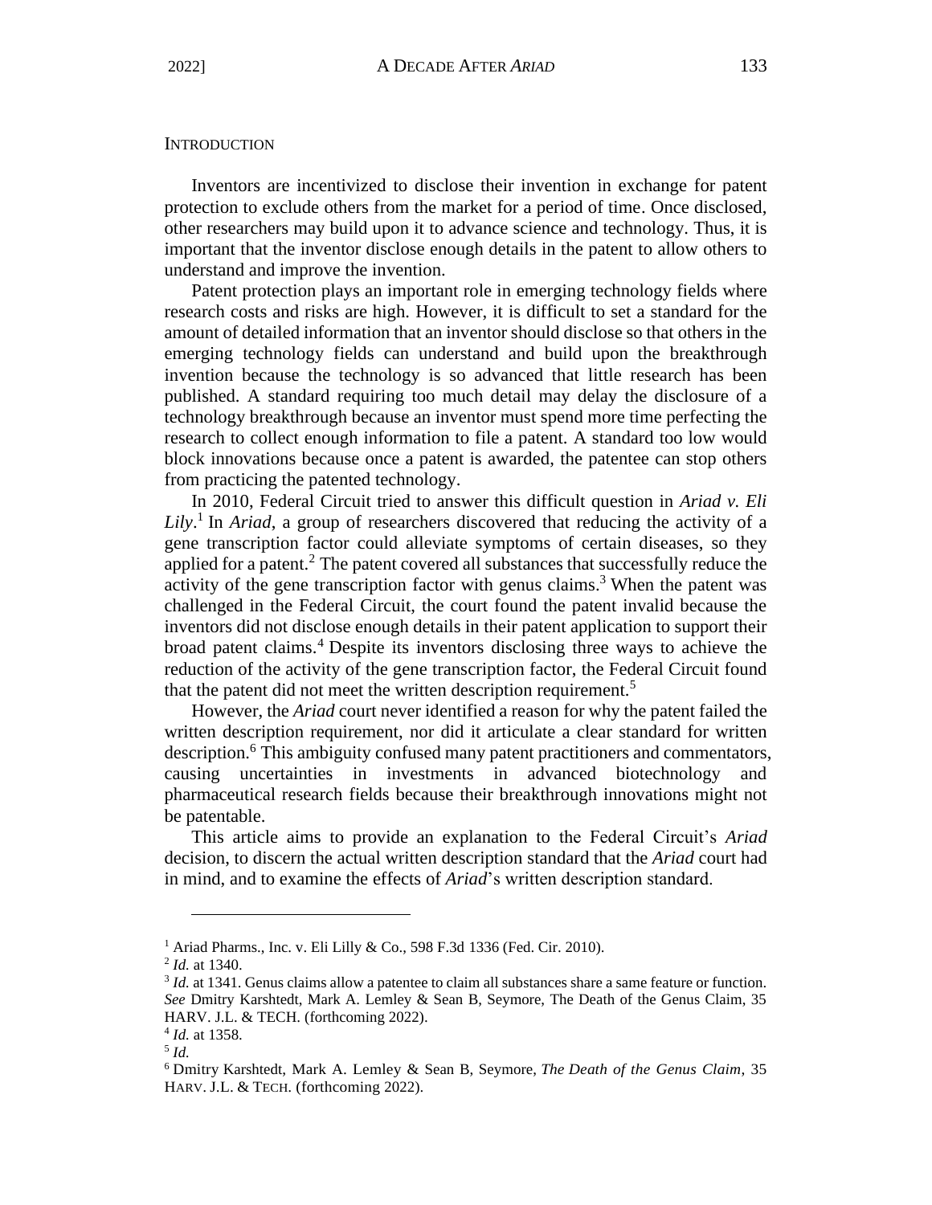## INTRODUCTION

Inventors are incentivized to disclose their invention in exchange for patent protection to exclude others from the market for a period of time. Once disclosed, other researchers may build upon it to advance science and technology. Thus, it is important that the inventor disclose enough details in the patent to allow others to understand and improve the invention.

Patent protection plays an important role in emerging technology fields where research costs and risks are high. However, it is difficult to set a standard for the amount of detailed information that an inventor should disclose so that others in the emerging technology fields can understand and build upon the breakthrough invention because the technology is so advanced that little research has been published. A standard requiring too much detail may delay the disclosure of a technology breakthrough because an inventor must spend more time perfecting the research to collect enough information to file a patent. A standard too low would block innovations because once a patent is awarded, the patentee can stop others from practicing the patented technology.

In 2010, Federal Circuit tried to answer this difficult question in *Ariad v. Eli Lily*.[1] In *Ariad*, a group of researchers discovered that reducing the activity of a gene transcription factor could alleviate symptoms of certain diseases, so they applied for a patent.[2] The patent covered all substances that successfully reduce the activity of the gene transcription factor with genus claims.[3] When the patent was challenged in the Federal Circuit, the court found the patent invalid because the inventors did not disclose enough details in their patent application to support their broad patent claims.[4] Despite its inventors disclosing three ways to achieve the reduction of the activity of the gene transcription factor, the Federal Circuit found that the patent did not meet the written description requirement.[5]

However, the *Ariad* court never identified a reason for why the patent failed the written description requirement, nor did it articulate a clear standard for written description.[6] This ambiguity confused many patent practitioners and commentators, causing uncertainties in investments in advanced biotechnology and pharmaceutical research fields because their breakthrough innovations might not be patentable.

This article aims to provide an explanation to the Federal Circuit's *Ariad* decision, to discern the actual written description standard that the *Ariad* court had in mind, and to examine the effects of *Ariad*'s written description standard.

---

[1] Ariad Pharms., Inc. v. Eli Lilly & Co., 598 F.3d 1336 (Fed. Cir. 2010).

[2] *Id.* at 1340.

[3] *Id.* at 1341. Genus claims allow a patentee to claim all substances share a same feature or function. *See* Dmitry Karshtedt, Mark A. Lemley & Sean B, Seymore, The Death of the Genus Claim, 35 HARV. J.L. & TECH. (forthcoming 2022).

[4] *Id.* at 1358.

[5] *Id.*

[6] Dmitry Karshtedt, Mark A. Lemley & Sean B, Seymore, *The Death of the Genus Claim*, 35 HARV. J.L. & TECH. (forthcoming 2022).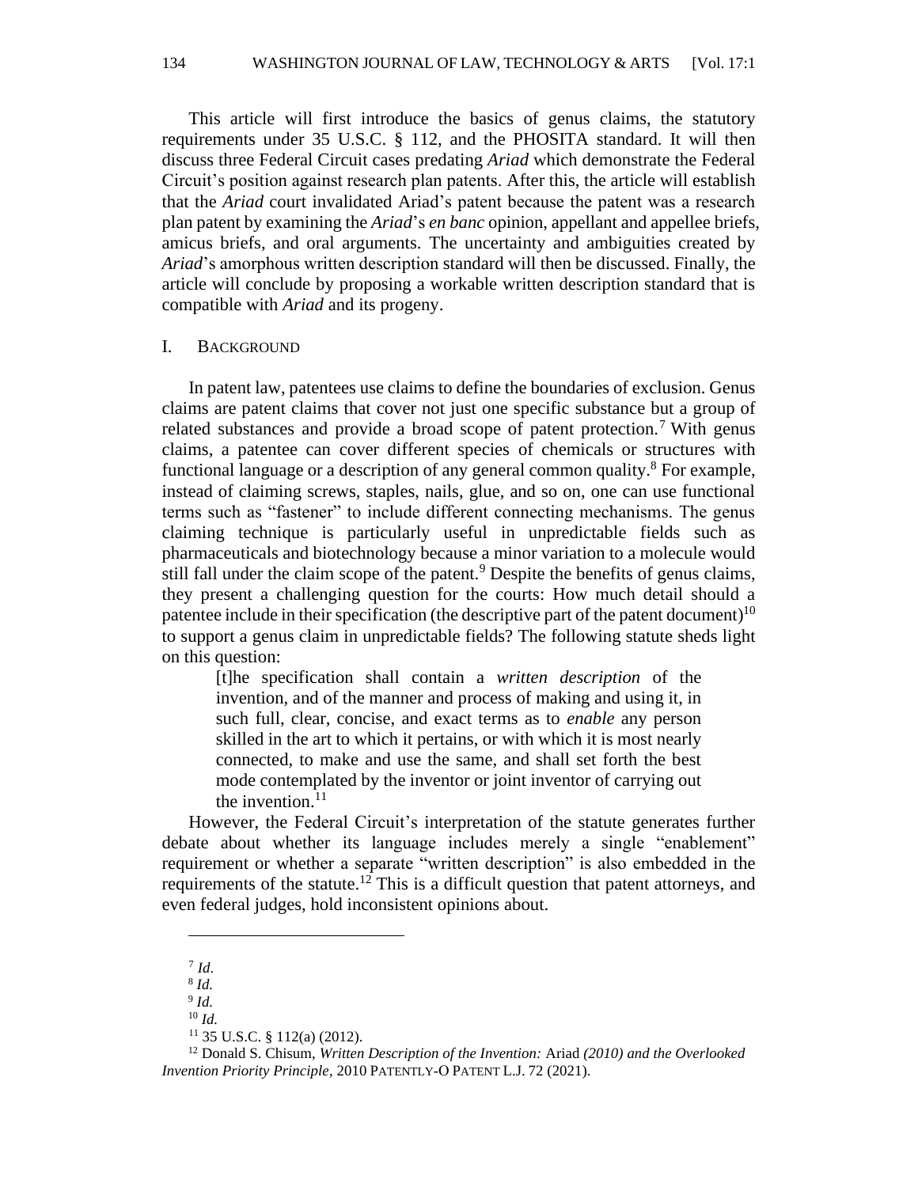This article will first introduce the basics of genus claims, the statutory requirements under 35 U.S.C. § 112, and the PHOSITA standard. It will then discuss three Federal Circuit cases predating *Ariad* which demonstrate the Federal Circuit's position against research plan patents. After this, the article will establish that the *Ariad* court invalidated Ariad's patent because the patent was a research plan patent by examining the *Ariad*'s *en banc* opinion, appellant and appellee briefs, amicus briefs, and oral arguments. The uncertainty and ambiguities created by *Ariad*'s amorphous written description standard will then be discussed. Finally, the article will conclude by proposing a workable written description standard that is compatible with *Ariad* and its progeny.

## I. BACKGROUND

In patent law, patentees use claims to define the boundaries of exclusion. Genus claims are patent claims that cover not just one specific substance but a group of related substances and provide a broad scope of patent protection.[7] With genus claims, a patentee can cover different species of chemicals or structures with functional language or a description of any general common quality.[8] For example, instead of claiming screws, staples, nails, glue, and so on, one can use functional terms such as "fastener" to include different connecting mechanisms. The genus claiming technique is particularly useful in unpredictable fields such as pharmaceuticals and biotechnology because a minor variation to a molecule would still fall under the claim scope of the patent.[9] Despite the benefits of genus claims, they present a challenging question for the courts: How much detail should a patentee include in their specification (the descriptive part of the patent document)[10] to support a genus claim in unpredictable fields? The following statute sheds light on this question:

> [t]he specification shall contain a *written description* of the invention, and of the manner and process of making and using it, in such full, clear, concise, and exact terms as to *enable* any person skilled in the art to which it pertains, or with which it is most nearly connected, to make and use the same, and shall set forth the best mode contemplated by the inventor or joint inventor of carrying out the invention.[11]

However, the Federal Circuit's interpretation of the statute generates further debate about whether its language includes merely a single "enablement" requirement or whether a separate "written description" is also embedded in the requirements of the statute.[12] This is a difficult question that patent attorneys, and even federal judges, hold inconsistent opinions about.

---

[7] *Id.*

[8] *Id.*

[9] *Id.*

[10] *Id.*

[11] 35 U.S.C. § 112(a) (2012).

[12] Donald S. Chisum, *Written Description of the Invention:* Ariad *(2010) and the Overlooked Invention Priority Principle*, 2010 PATENTLY-O PATENT L.J. 72 (2021).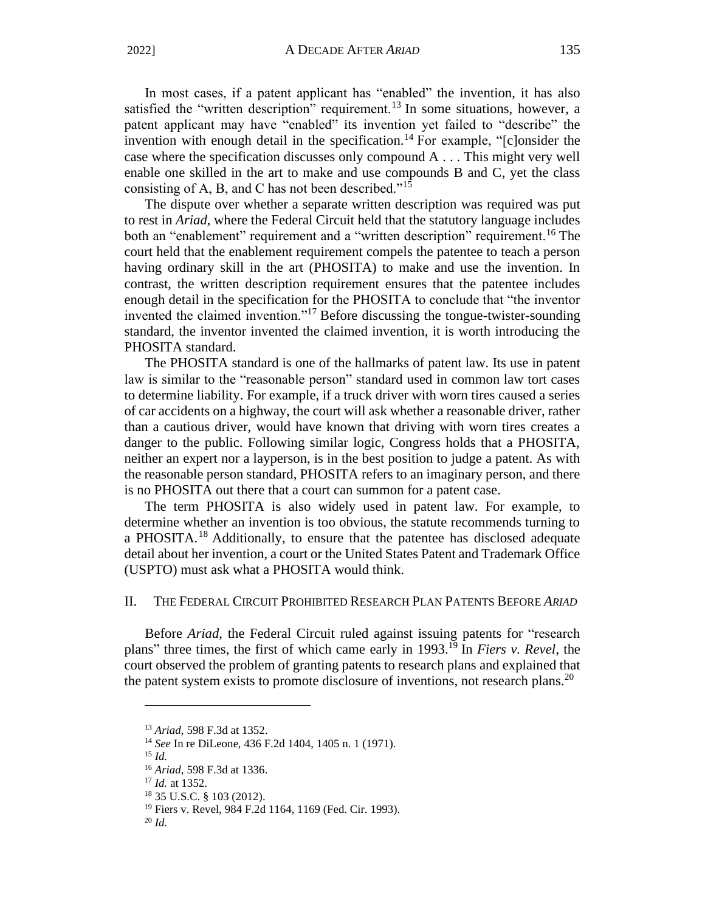In most cases, if a patent applicant has "enabled" the invention, it has also satisfied the "written description" requirement.[13] In some situations, however, a patent applicant may have "enabled" its invention yet failed to "describe" the invention with enough detail in the specification.[14] For example, "[c]onsider the case where the specification discusses only compound A . . . This might very well enable one skilled in the art to make and use compounds B and C, yet the class consisting of A, B, and C has not been described."[15]

The dispute over whether a separate written description was required was put to rest in *Ariad,* where the Federal Circuit held that the statutory language includes both an "enablement" requirement and a "written description" requirement.[16] The court held that the enablement requirement compels the patentee to teach a person having ordinary skill in the art (PHOSITA) to make and use the invention. In contrast, the written description requirement ensures that the patentee includes enough detail in the specification for the PHOSITA to conclude that "the inventor invented the claimed invention."[17] Before discussing the tongue-twister-sounding standard, the inventor invented the claimed invention, it is worth introducing the PHOSITA standard.

The PHOSITA standard is one of the hallmarks of patent law. Its use in patent law is similar to the "reasonable person" standard used in common law tort cases to determine liability. For example, if a truck driver with worn tires caused a series of car accidents on a highway, the court will ask whether a reasonable driver, rather than a cautious driver, would have known that driving with worn tires creates a danger to the public. Following similar logic, Congress holds that a PHOSITA, neither an expert nor a layperson, is in the best position to judge a patent. As with the reasonable person standard, PHOSITA refers to an imaginary person, and there is no PHOSITA out there that a court can summon for a patent case.

The term PHOSITA is also widely used in patent law. For example, to determine whether an invention is too obvious, the statute recommends turning to a PHOSITA.[18] Additionally, to ensure that the patentee has disclosed adequate detail about her invention, a court or the United States Patent and Trademark Office (USPTO) must ask what a PHOSITA would think.

## II. The Federal Circuit Prohibited Research Plan Patents Before *Ariad*

Before *Ariad*, the Federal Circuit ruled against issuing patents for "research plans" three times, the first of which came early in 1993.[19] In *Fiers v. Revel*, the court observed the problem of granting patents to research plans and explained that the patent system exists to promote disclosure of inventions, not research plans.[20]

---

[13] *Ariad*, 598 F.3d at 1352.

[14] *See* In re DiLeone, 436 F.2d 1404, 1405 n. 1 (1971).

[15] *Id.*

[16] *Ariad*, 598 F.3d at 1336.

[17] *Id.* at 1352.

[18] 35 U.S.C. § 103 (2012).

[19] Fiers v. Revel, 984 F.2d 1164, 1169 (Fed. Cir. 1993).

[20] *Id.*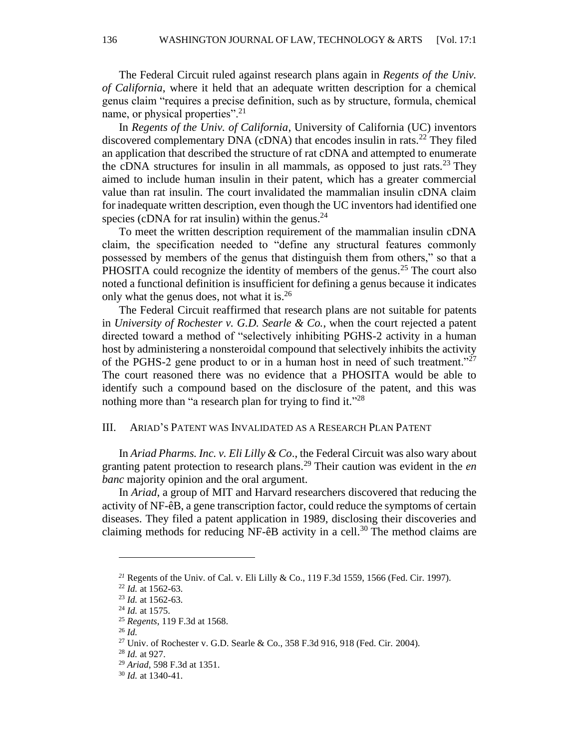The Federal Circuit ruled against research plans again in *Regents of the Univ. of California*, where it held that an adequate written description for a chemical genus claim "requires a precise definition, such as by structure, formula, chemical name, or physical properties".[21]

In *Regents of the Univ. of California*, University of California (UC) inventors discovered complementary DNA (cDNA) that encodes insulin in rats.[22] They filed an application that described the structure of rat cDNA and attempted to enumerate the cDNA structures for insulin in all mammals, as opposed to just rats.[23] They aimed to include human insulin in their patent, which has a greater commercial value than rat insulin. The court invalidated the mammalian insulin cDNA claim for inadequate written description, even though the UC inventors had identified one species (cDNA for rat insulin) within the genus.[24]

To meet the written description requirement of the mammalian insulin cDNA claim, the specification needed to "define any structural features commonly possessed by members of the genus that distinguish them from others," so that a PHOSITA could recognize the identity of members of the genus.[25] The court also noted a functional definition is insufficient for defining a genus because it indicates only what the genus does, not what it is.[26]

The Federal Circuit reaffirmed that research plans are not suitable for patents in *University of Rochester v. G.D. Searle & Co.*, when the court rejected a patent directed toward a method of "selectively inhibiting PGHS-2 activity in a human host by administering a nonsteroidal compound that selectively inhibits the activity of the PGHS-2 gene product to or in a human host in need of such treatment."[27] The court reasoned there was no evidence that a PHOSITA would be able to identify such a compound based on the disclosure of the patent, and this was nothing more than "a research plan for trying to find it."[28]

## III. Ariad's Patent was Invalidated as a Research Plan Patent

In *Ariad Pharms. Inc. v. Eli Lilly & Co*., the Federal Circuit was also wary about granting patent protection to research plans.[29] Their caution was evident in the *en banc* majority opinion and the oral argument.

In *Ariad*, a group of MIT and Harvard researchers discovered that reducing the activity of NF-êB, a gene transcription factor, could reduce the symptoms of certain diseases. They filed a patent application in 1989, disclosing their discoveries and claiming methods for reducing NF-êB activity in a cell.[30] The method claims are

---

[21] Regents of the Univ. of Cal. v. Eli Lilly & Co., 119 F.3d 1559, 1566 (Fed. Cir. 1997).

[22] *Id.* at 1562-63.

[23] *Id.* at 1562-63.

[24] *Id.* at 1575.

[25] *Regents*, 119 F.3d at 1568.

[26] *Id.*

[27] Univ. of Rochester v. G.D. Searle & Co., 358 F.3d 916, 918 (Fed. Cir. 2004).

[28] *Id.* at 927.

[29] *Ariad*, 598 F.3d at 1351.

[30] *Id.* at 1340-41.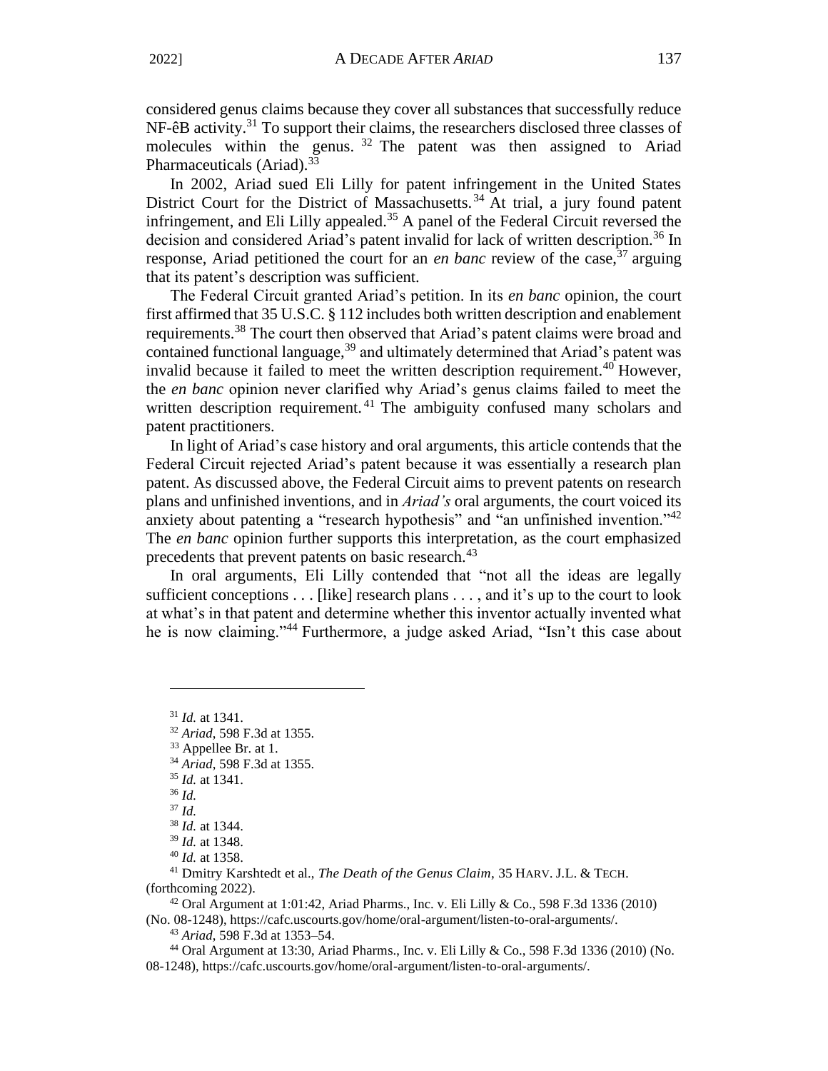considered genus claims because they cover all substances that successfully reduce NF-êB activity.[31] To support their claims, the researchers disclosed three classes of molecules within the genus.[32] The patent was then assigned to Ariad Pharmaceuticals (Ariad).[33]

In 2002, Ariad sued Eli Lilly for patent infringement in the United States District Court for the District of Massachusetts.[34] At trial, a jury found patent infringement, and Eli Lilly appealed.[35] A panel of the Federal Circuit reversed the decision and considered Ariad's patent invalid for lack of written description.[36] In response, Ariad petitioned the court for an *en banc* review of the case,[37] arguing that its patent's description was sufficient.

The Federal Circuit granted Ariad's petition. In its *en banc* opinion, the court first affirmed that 35 U.S.C. § 112 includes both written description and enablement requirements.[38] The court then observed that Ariad's patent claims were broad and contained functional language,[39] and ultimately determined that Ariad's patent was invalid because it failed to meet the written description requirement.[40] However, the *en banc* opinion never clarified why Ariad's genus claims failed to meet the written description requirement.[41] The ambiguity confused many scholars and patent practitioners.

In light of Ariad's case history and oral arguments, this article contends that the Federal Circuit rejected Ariad's patent because it was essentially a research plan patent. As discussed above, the Federal Circuit aims to prevent patents on research plans and unfinished inventions, and in *Ariad's* oral arguments, the court voiced its anxiety about patenting a "research hypothesis" and "an unfinished invention."[42] The *en banc* opinion further supports this interpretation, as the court emphasized precedents that prevent patents on basic research.[43]

In oral arguments, Eli Lilly contended that "not all the ideas are legally sufficient conceptions . . . [like] research plans . . . , and it's up to the court to look at what's in that patent and determine whether this inventor actually invented what he is now claiming."[44] Furthermore, a judge asked Ariad, "Isn't this case about

---

[31] *Id.* at 1341.

[32] *Ariad*, 598 F.3d at 1355.

[33] Appellee Br. at 1.

[34] *Ariad*, 598 F.3d at 1355.

[35] *Id.* at 1341.

[36] *Id.*

[37] *Id.*

[38] *Id.* at 1344.

[39] *Id.* at 1348.

[40] *Id.* at 1358.

[41] Dmitry Karshtedt et al., *The Death of the Genus Claim*, 35 HARV. J.L. & TECH. (forthcoming 2022).

[42] Oral Argument at 1:01:42, Ariad Pharms., Inc. v. Eli Lilly & Co., 598 F.3d 1336 (2010) (No. 08-1248), https://cafc.uscourts.gov/home/oral-argument/listen-to-oral-arguments/.

[43] *Ariad*, 598 F.3d at 1353–54.

[44] Oral Argument at 13:30, Ariad Pharms., Inc. v. Eli Lilly & Co., 598 F.3d 1336 (2010) (No. 08-1248), https://cafc.uscourts.gov/home/oral-argument/listen-to-oral-arguments/.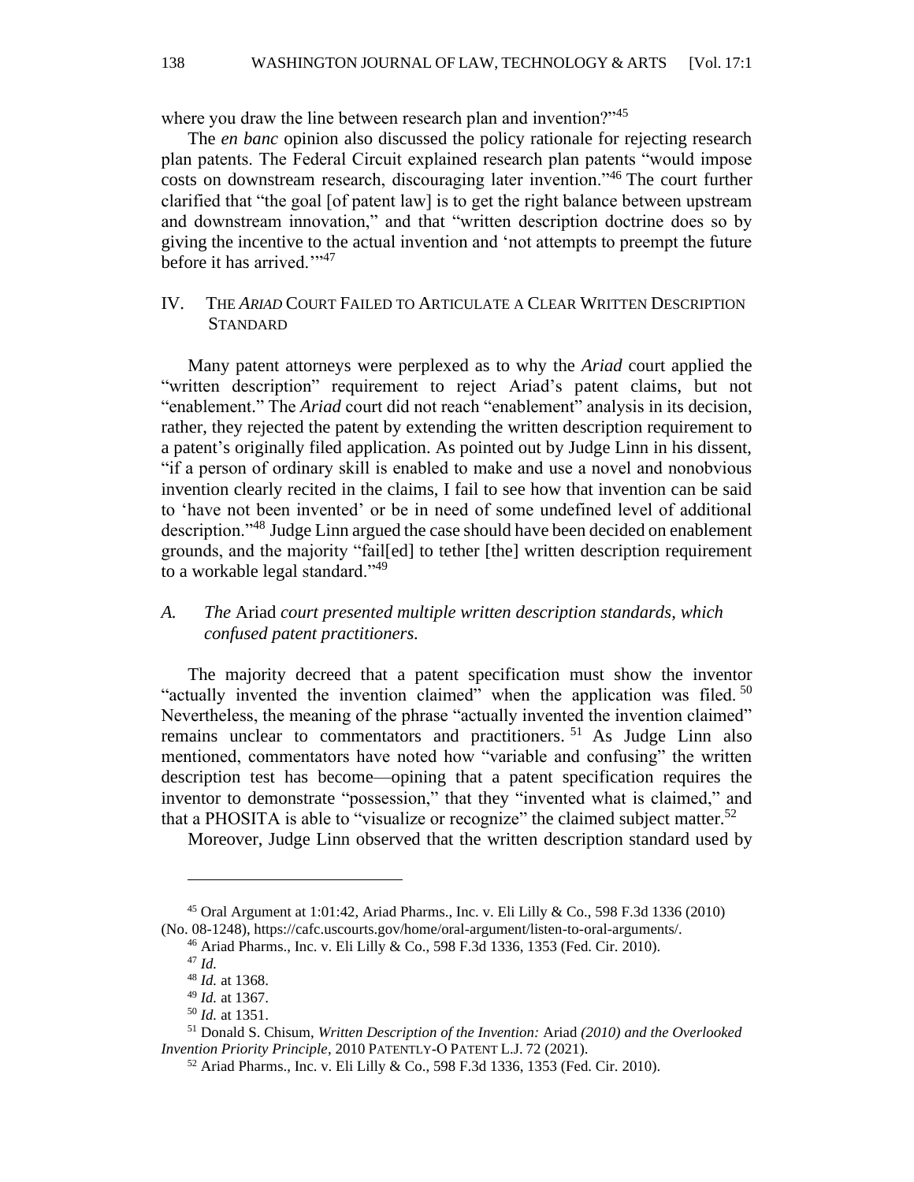where you draw the line between research plan and invention?"[45]

The *en banc* opinion also discussed the policy rationale for rejecting research plan patents. The Federal Circuit explained research plan patents "would impose costs on downstream research, discouraging later invention."[46] The court further clarified that "the goal [of patent law] is to get the right balance between upstream and downstream innovation," and that "written description doctrine does so by giving the incentive to the actual invention and 'not attempts to preempt the future before it has arrived.'"[47]

## IV. THE *ARIAD* COURT FAILED TO ARTICULATE A CLEAR WRITTEN DESCRIPTION STANDARD

Many patent attorneys were perplexed as to why the *Ariad* court applied the "written description" requirement to reject Ariad's patent claims, but not "enablement." The *Ariad* court did not reach "enablement" analysis in its decision, rather, they rejected the patent by extending the written description requirement to a patent's originally filed application. As pointed out by Judge Linn in his dissent, "if a person of ordinary skill is enabled to make and use a novel and nonobvious invention clearly recited in the claims, I fail to see how that invention can be said to 'have not been invented' or be in need of some undefined level of additional description."[48] Judge Linn argued the case should have been decided on enablement grounds, and the majority "fail[ed] to tether [the] written description requirement to a workable legal standard."[49]

### A. *The* Ariad *court presented multiple written description standards, which confused patent practitioners.*

The majority decreed that a patent specification must show the inventor "actually invented the invention claimed" when the application was filed.[50] Nevertheless, the meaning of the phrase "actually invented the invention claimed" remains unclear to commentators and practitioners.[51] As Judge Linn also mentioned, commentators have noted how "variable and confusing" the written description test has become—opining that a patent specification requires the inventor to demonstrate "possession," that they "invented what is claimed," and that a PHOSITA is able to "visualize or recognize" the claimed subject matter.[52]

Moreover, Judge Linn observed that the written description standard used by

---

[45] Oral Argument at 1:01:42, Ariad Pharms., Inc. v. Eli Lilly & Co., 598 F.3d 1336 (2010) (No. 08-1248), https://cafc.uscourts.gov/home/oral-argument/listen-to-oral-arguments/.

[46] Ariad Pharms., Inc. v. Eli Lilly & Co., 598 F.3d 1336, 1353 (Fed. Cir. 2010).

[47] *Id.*

[48] *Id.* at 1368.

[49] *Id.* at 1367.

[50] *Id.* at 1351.

[51] Donald S. Chisum, *Written Description of the Invention:* Ariad *(2010) and the Overlooked Invention Priority Principle*, 2010 PATENTLY-O PATENT L.J. 72 (2021).

[52] Ariad Pharms., Inc. v. Eli Lilly & Co., 598 F.3d 1336, 1353 (Fed. Cir. 2010).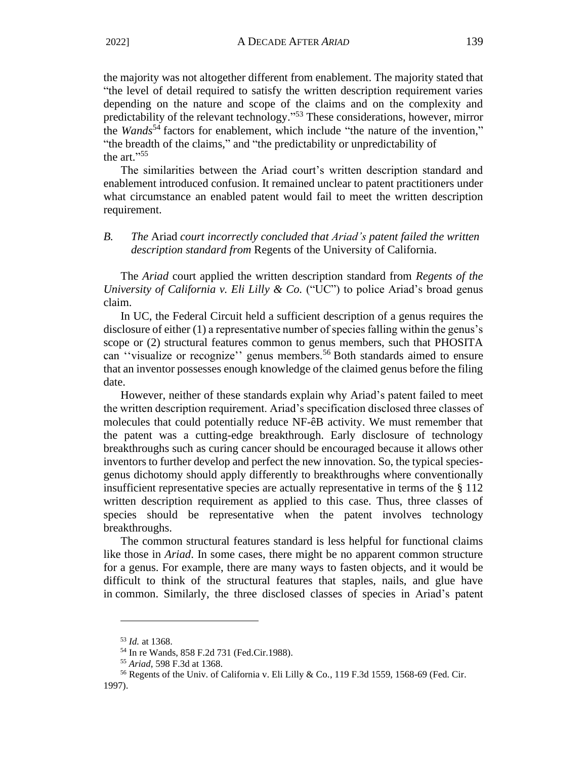the majority was not altogether different from enablement. The majority stated that "the level of detail required to satisfy the written description requirement varies depending on the nature and scope of the claims and on the complexity and predictability of the relevant technology."[53] These considerations, however, mirror the *Wands*[54] factors for enablement, which include "the nature of the invention," "the breadth of the claims," and "the predictability or unpredictability of the art."[55]

The similarities between the Ariad court's written description standard and enablement introduced confusion. It remained unclear to patent practitioners under what circumstance an enabled patent would fail to meet the written description requirement.

### *B. The* Ariad *court incorrectly concluded that Ariad's patent failed the written description standard from* Regents of the University of California.

The *Ariad* court applied the written description standard from *Regents of the University of California v. Eli Lilly & Co.* ("UC") to police Ariad's broad genus claim.

In UC, the Federal Circuit held a sufficient description of a genus requires the disclosure of either (1) a representative number of species falling within the genus's scope or (2) structural features common to genus members, such that PHOSITA can ''visualize or recognize'' genus members.[56] Both standards aimed to ensure that an inventor possesses enough knowledge of the claimed genus before the filing date.

However, neither of these standards explain why Ariad's patent failed to meet the written description requirement. Ariad's specification disclosed three classes of molecules that could potentially reduce NF-êB activity. We must remember that the patent was a cutting-edge breakthrough. Early disclosure of technology breakthroughs such as curing cancer should be encouraged because it allows other inventors to further develop and perfect the new innovation. So, the typical species-genus dichotomy should apply differently to breakthroughs where conventionally insufficient representative species are actually representative in terms of the § 112 written description requirement as applied to this case. Thus, three classes of species should be representative when the patent involves technology breakthroughs.

The common structural features standard is less helpful for functional claims like those in *Ariad*. In some cases, there might be no apparent common structure for a genus. For example, there are many ways to fasten objects, and it would be difficult to think of the structural features that staples, nails, and glue have in common. Similarly, the three disclosed classes of species in Ariad's patent

---

[53] *Id.* at 1368.

[54] In re Wands, 858 F.2d 731 (Fed.Cir.1988).

[55] *Ariad*, 598 F.3d at 1368.

[56] Regents of the Univ. of California v. Eli Lilly & Co., 119 F.3d 1559, 1568-69 (Fed. Cir. 1997).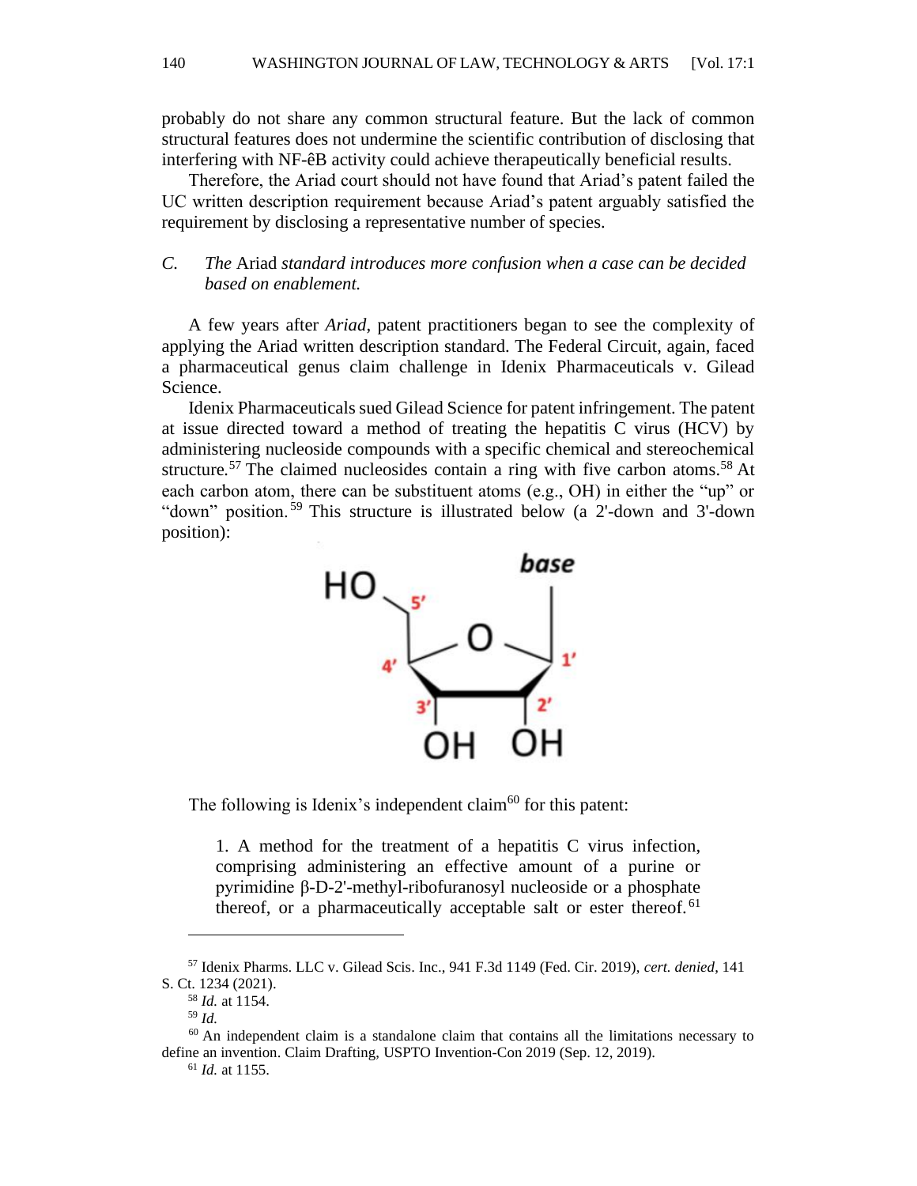probably do not share any common structural feature. But the lack of common structural features does not undermine the scientific contribution of disclosing that interfering with NF-êB activity could achieve therapeutically beneficial results.

Therefore, the Ariad court should not have found that Ariad's patent failed the UC written description requirement because Ariad's patent arguably satisfied the requirement by disclosing a representative number of species.

### C. *The* Ariad *standard introduces more confusion when a case can be decided based on enablement.*

A few years after *Ariad*, patent practitioners began to see the complexity of applying the Ariad written description standard. The Federal Circuit, again, faced a pharmaceutical genus claim challenge in Idenix Pharmaceuticals v. Gilead Science.

Idenix Pharmaceuticals sued Gilead Science for patent infringement. The patent at issue directed toward a method of treating the hepatitis C virus (HCV) by administering nucleoside compounds with a specific chemical and stereochemical structure.[57] The claimed nucleosides contain a ring with five carbon atoms.[58] At each carbon atom, there can be substituent atoms (e.g., OH) in either the "up" or "down" position.[59] This structure is illustrated below (a 2'-down and 3'-down position):

The following is Idenix's independent claim[60] for this patent:

> 1. A method for the treatment of a hepatitis C virus infection, comprising administering an effective amount of a purine or pyrimidine β-D-2'-methyl-ribofuranosyl nucleoside or a phosphate thereof, or a pharmaceutically acceptable salt or ester thereof.[61]

---

[57] Idenix Pharms. LLC v. Gilead Scis. Inc., 941 F.3d 1149 (Fed. Cir. 2019), *cert. denied*, 141 S. Ct. 1234 (2021).

[58] *Id.* at 1154.

[59] *Id.*

[60] An independent claim is a standalone claim that contains all the limitations necessary to define an invention. Claim Drafting, USPTO Invention-Con 2019 (Sep. 12, 2019).

[61] *Id.* at 1155.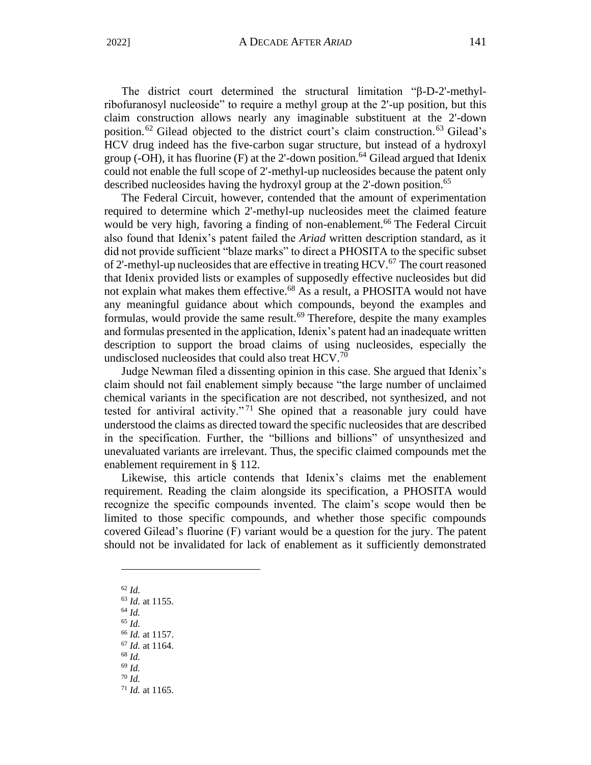The district court determined the structural limitation "β-D-2'-methyl-ribofuranosyl nucleoside" to require a methyl group at the 2'-up position, but this claim construction allows nearly any imaginable substituent at the 2'-down position.[62] Gilead objected to the district court's claim construction.[63] Gilead's HCV drug indeed has the five-carbon sugar structure, but instead of a hydroxyl group (-OH), it has fluorine (F) at the 2'-down position.[64] Gilead argued that Idenix could not enable the full scope of 2'-methyl-up nucleosides because the patent only described nucleosides having the hydroxyl group at the 2'-down position.[65]

The Federal Circuit, however, contended that the amount of experimentation required to determine which 2'-methyl-up nucleosides meet the claimed feature would be very high, favoring a finding of non-enablement.[66] The Federal Circuit also found that Idenix's patent failed the *Ariad* written description standard, as it did not provide sufficient "blaze marks" to direct a PHOSITA to the specific subset of 2'-methyl-up nucleosides that are effective in treating HCV.[67] The court reasoned that Idenix provided lists or examples of supposedly effective nucleosides but did not explain what makes them effective.[68] As a result, a PHOSITA would not have any meaningful guidance about which compounds, beyond the examples and formulas, would provide the same result.[69] Therefore, despite the many examples and formulas presented in the application, Idenix's patent had an inadequate written description to support the broad claims of using nucleosides, especially the undisclosed nucleosides that could also treat HCV.[70]

Judge Newman filed a dissenting opinion in this case. She argued that Idenix's claim should not fail enablement simply because "the large number of unclaimed chemical variants in the specification are not described, not synthesized, and not tested for antiviral activity."[71] She opined that a reasonable jury could have understood the claims as directed toward the specific nucleosides that are described in the specification. Further, the "billions and billions" of unsynthesized and unevaluated variants are irrelevant. Thus, the specific claimed compounds met the enablement requirement in § 112.

Likewise, this article contends that Idenix's claims met the enablement requirement. Reading the claim alongside its specification, a PHOSITA would recognize the specific compounds invented. The claim's scope would then be limited to those specific compounds, and whether those specific compounds covered Gilead's fluorine (F) variant would be a question for the jury. The patent should not be invalidated for lack of enablement as it sufficiently demonstrated

---

[62] *Id.*

[63] *Id.* at 1155.

[64] *Id.*

[65] *Id.*

[66] *Id.* at 1157.

[67] *Id.* at 1164.

[68] *Id.*

[69] *Id.*

[70] *Id.*

[71] *Id.* at 1165.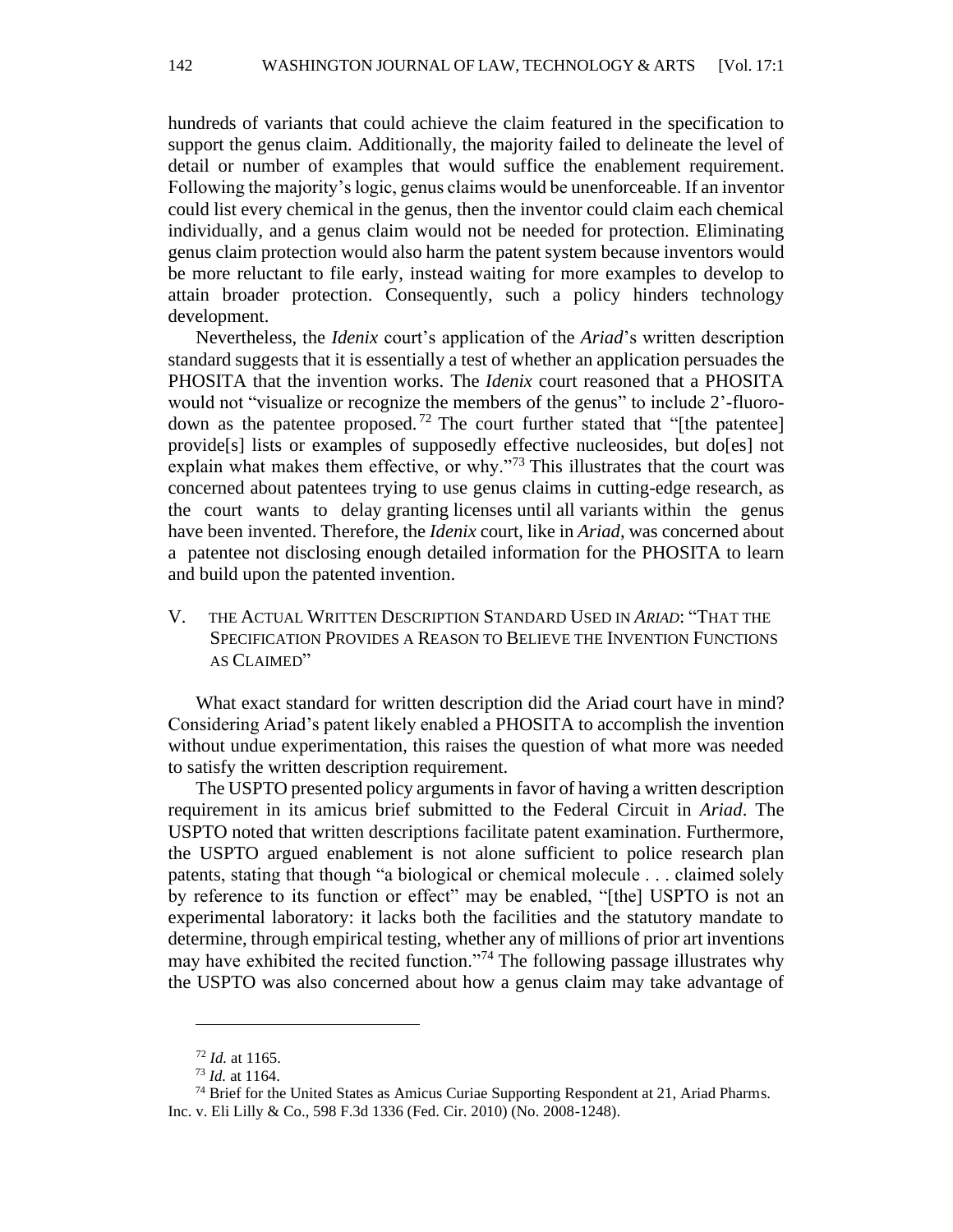hundreds of variants that could achieve the claim featured in the specification to support the genus claim. Additionally, the majority failed to delineate the level of detail or number of examples that would suffice the enablement requirement. Following the majority's logic, genus claims would be unenforceable. If an inventor could list every chemical in the genus, then the inventor could claim each chemical individually, and a genus claim would not be needed for protection. Eliminating genus claim protection would also harm the patent system because inventors would be more reluctant to file early, instead waiting for more examples to develop to attain broader protection. Consequently, such a policy hinders technology development.

Nevertheless, the *Idenix* court's application of the *Ariad*'s written description standard suggests that it is essentially a test of whether an application persuades the PHOSITA that the invention works. The *Idenix* court reasoned that a PHOSITA would not "visualize or recognize the members of the genus" to include 2'-fluoro-down as the patentee proposed.[72] The court further stated that "[the patentee] provide[s] lists or examples of supposedly effective nucleosides, but do[es] not explain what makes them effective, or why."[73] This illustrates that the court was concerned about patentees trying to use genus claims in cutting-edge research, as the court wants to delay granting licenses until all variants within the genus have been invented. Therefore, the *Idenix* court, like in *Ariad*, was concerned about a patentee not disclosing enough detailed information for the PHOSITA to learn and build upon the patented invention.

## V. THE ACTUAL WRITTEN DESCRIPTION STANDARD USED IN *ARIAD*: "THAT THE SPECIFICATION PROVIDES A REASON TO BELIEVE THE INVENTION FUNCTIONS AS CLAIMED"

What exact standard for written description did the Ariad court have in mind? Considering Ariad's patent likely enabled a PHOSITA to accomplish the invention without undue experimentation, this raises the question of what more was needed to satisfy the written description requirement.

The USPTO presented policy arguments in favor of having a written description requirement in its amicus brief submitted to the Federal Circuit in *Ariad*. The USPTO noted that written descriptions facilitate patent examination. Furthermore, the USPTO argued enablement is not alone sufficient to police research plan patents, stating that though "a biological or chemical molecule . . . claimed solely by reference to its function or effect" may be enabled, "[the] USPTO is not an experimental laboratory: it lacks both the facilities and the statutory mandate to determine, through empirical testing, whether any of millions of prior art inventions may have exhibited the recited function."[74] The following passage illustrates why the USPTO was also concerned about how a genus claim may take advantage of

---

[72] *Id.* at 1165.

[73] *Id.* at 1164.

[74] Brief for the United States as Amicus Curiae Supporting Respondent at 21, Ariad Pharms. Inc. v. Eli Lilly & Co., 598 F.3d 1336 (Fed. Cir. 2010) (No. 2008-1248).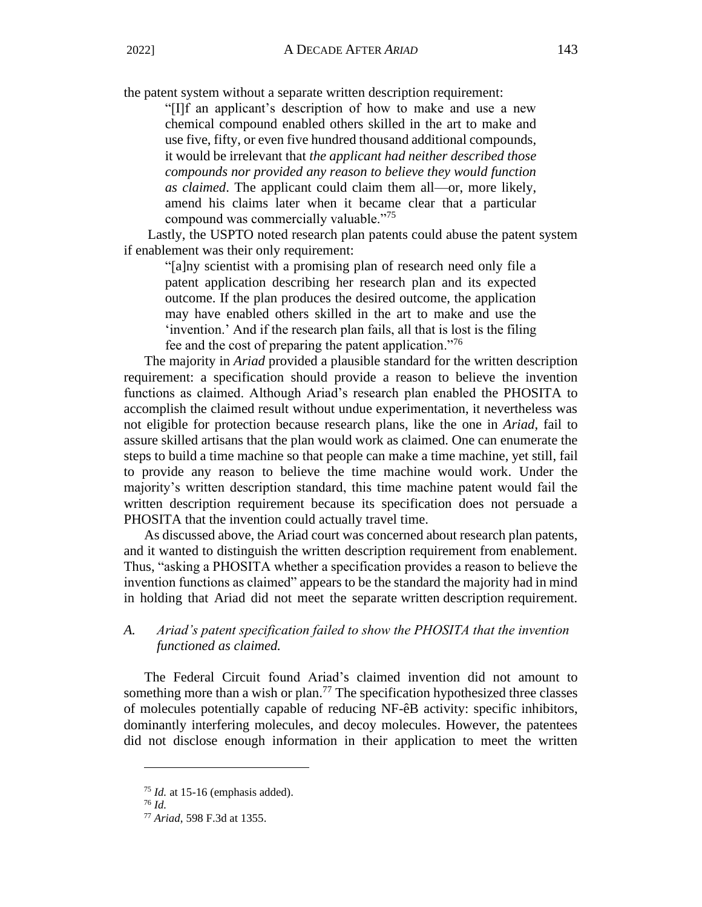the patent system without a separate written description requirement:

> "[I]f an applicant's description of how to make and use a new chemical compound enabled others skilled in the art to make and use five, fifty, or even five hundred thousand additional compounds, it would be irrelevant that *the applicant had neither described those compounds nor provided any reason to believe they would function as claimed*. The applicant could claim them all—or, more likely, amend his claims later when it became clear that a particular compound was commercially valuable."[75]

Lastly, the USPTO noted research plan patents could abuse the patent system if enablement was their only requirement:

> "[a]ny scientist with a promising plan of research need only file a patent application describing her research plan and its expected outcome. If the plan produces the desired outcome, the application may have enabled others skilled in the art to make and use the 'invention.' And if the research plan fails, all that is lost is the filing fee and the cost of preparing the patent application."[76]

The majority in *Ariad* provided a plausible standard for the written description requirement: a specification should provide a reason to believe the invention functions as claimed. Although Ariad's research plan enabled the PHOSITA to accomplish the claimed result without undue experimentation, it nevertheless was not eligible for protection because research plans, like the one in *Ariad*, fail to assure skilled artisans that the plan would work as claimed. One can enumerate the steps to build a time machine so that people can make a time machine, yet still, fail to provide any reason to believe the time machine would work. Under the majority's written description standard, this time machine patent would fail the written description requirement because its specification does not persuade a PHOSITA that the invention could actually travel time.

As discussed above, the Ariad court was concerned about research plan patents, and it wanted to distinguish the written description requirement from enablement. Thus, "asking a PHOSITA whether a specification provides a reason to believe the invention functions as claimed" appears to be the standard the majority had in mind in holding that Ariad did not meet the separate written description requirement.

## A. *Ariad's patent specification failed to show the PHOSITA that the invention functioned as claimed.*

The Federal Circuit found Ariad's claimed invention did not amount to something more than a wish or plan.[77] The specification hypothesized three classes of molecules potentially capable of reducing NF-êB activity: specific inhibitors, dominantly interfering molecules, and decoy molecules. However, the patentees did not disclose enough information in their application to meet the written

---

[75] *Id.* at 15-16 (emphasis added).

[76] *Id.*

[77] *Ariad*, 598 F.3d at 1355.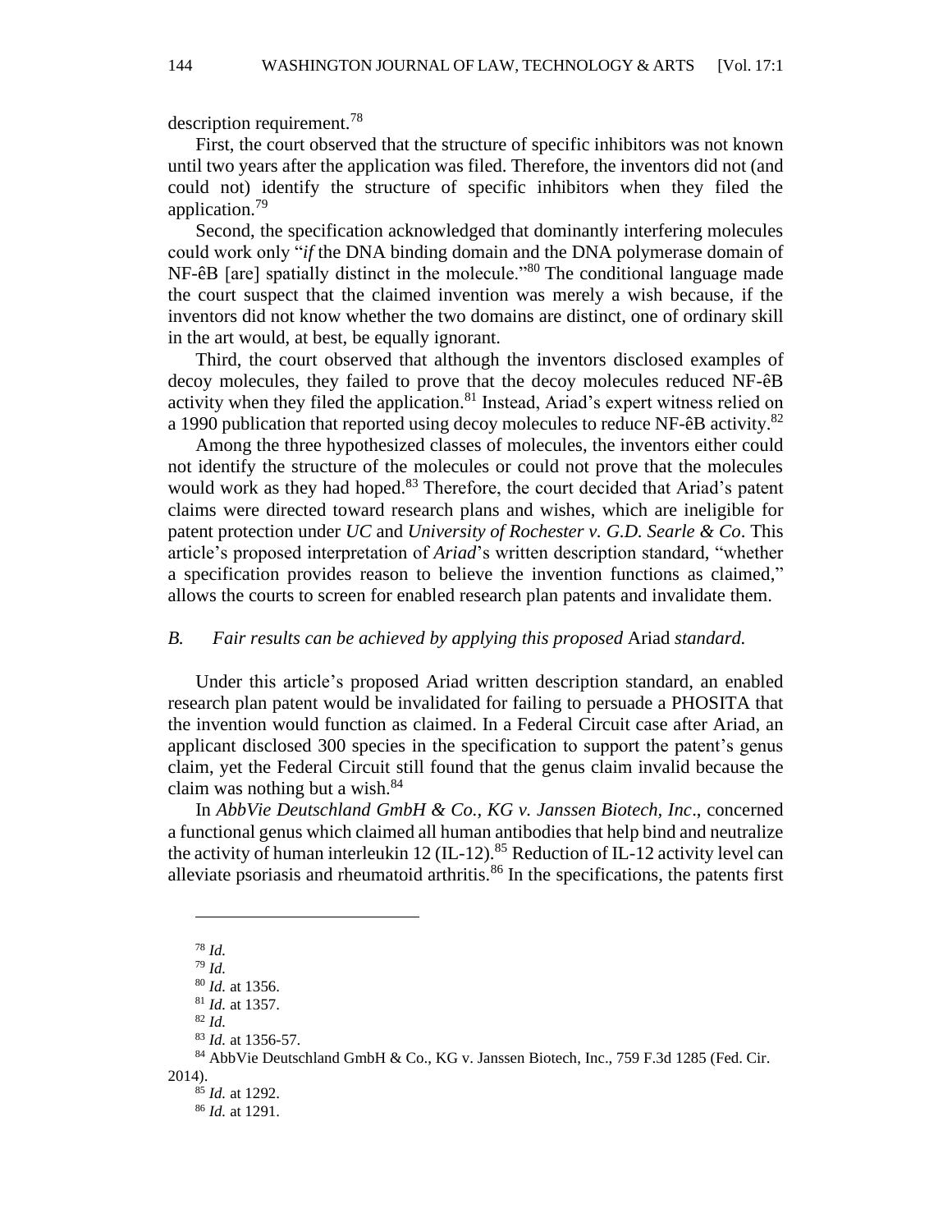description requirement.[78]

First, the court observed that the structure of specific inhibitors was not known until two years after the application was filed. Therefore, the inventors did not (and could not) identify the structure of specific inhibitors when they filed the application.[79]

Second, the specification acknowledged that dominantly interfering molecules could work only "*if* the DNA binding domain and the DNA polymerase domain of NF-êB [are] spatially distinct in the molecule."[80] The conditional language made the court suspect that the claimed invention was merely a wish because, if the inventors did not know whether the two domains are distinct, one of ordinary skill in the art would, at best, be equally ignorant.

Third, the court observed that although the inventors disclosed examples of decoy molecules, they failed to prove that the decoy molecules reduced NF-êB activity when they filed the application.[81] Instead, Ariad's expert witness relied on a 1990 publication that reported using decoy molecules to reduce NF-êB activity.[82]

Among the three hypothesized classes of molecules, the inventors either could not identify the structure of the molecules or could not prove that the molecules would work as they had hoped.[83] Therefore, the court decided that Ariad's patent claims were directed toward research plans and wishes, which are ineligible for patent protection under *UC* and *University of Rochester v. G.D. Searle & Co*. This article's proposed interpretation of *Ariad*'s written description standard, "whether a specification provides reason to believe the invention functions as claimed," allows the courts to screen for enabled research plan patents and invalidate them.

### *B. Fair results can be achieved by applying this proposed* Ariad *standard.*

Under this article's proposed Ariad written description standard, an enabled research plan patent would be invalidated for failing to persuade a PHOSITA that the invention would function as claimed. In a Federal Circuit case after Ariad, an applicant disclosed 300 species in the specification to support the patent's genus claim, yet the Federal Circuit still found that the genus claim invalid because the claim was nothing but a wish.[84]

In *AbbVie Deutschland GmbH & Co., KG v. Janssen Biotech, Inc*., concerned a functional genus which claimed all human antibodies that help bind and neutralize the activity of human interleukin 12 (IL-12).[85] Reduction of IL-12 activity level can alleviate psoriasis and rheumatoid arthritis.[86] In the specifications, the patents first

---

[78] *Id.*

[79] *Id.*

[80] *Id.* at 1356.

[81] *Id.* at 1357.

[82] *Id.*

[83] *Id.* at 1356-57.

[84] AbbVie Deutschland GmbH & Co., KG v. Janssen Biotech, Inc., 759 F.3d 1285 (Fed. Cir. 2014).

[85] *Id.* at 1292.

[86] *Id.* at 1291.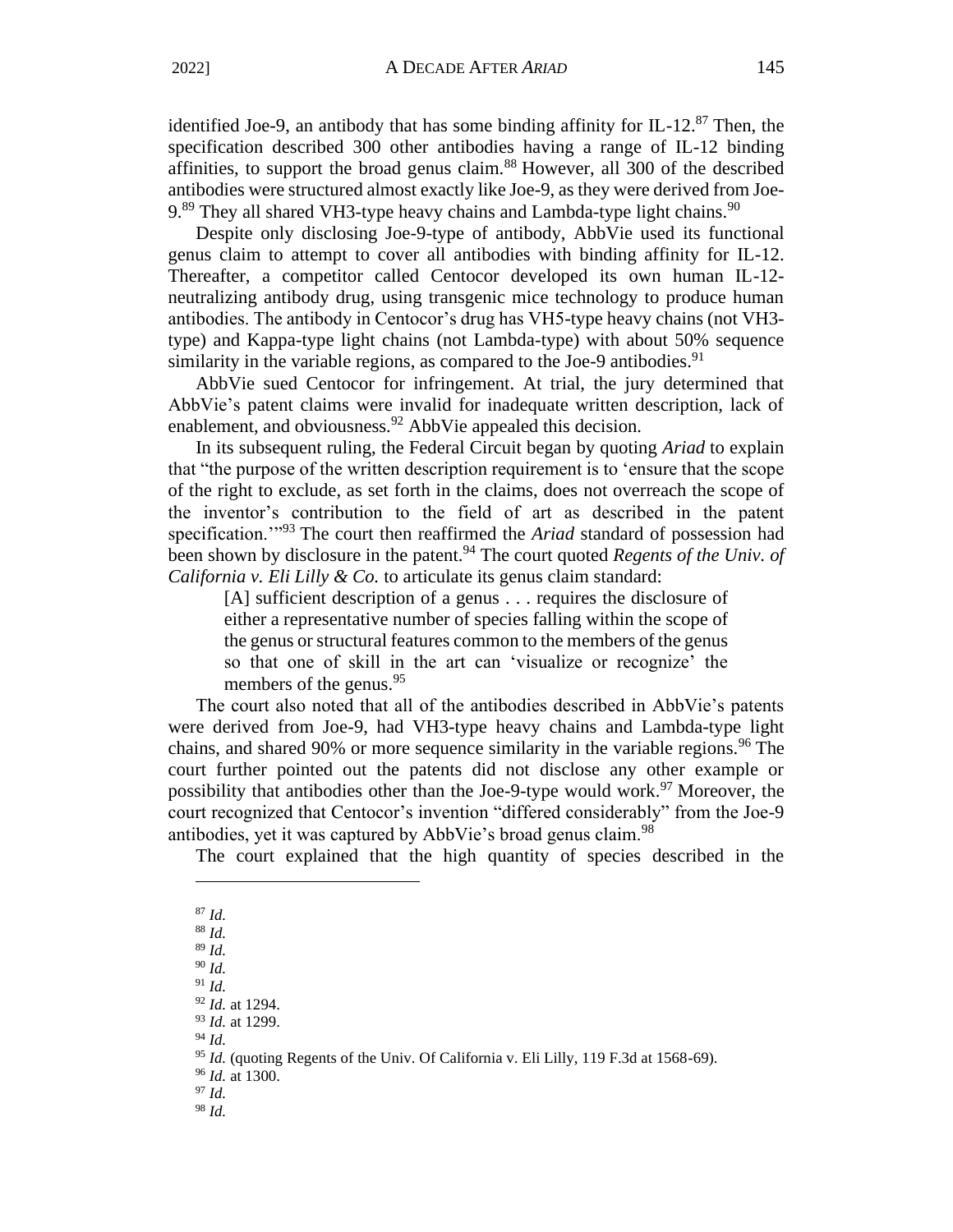identified Joe-9, an antibody that has some binding affinity for IL-12.[87] Then, the specification described 300 other antibodies having a range of IL-12 binding affinities, to support the broad genus claim.[88] However, all 300 of the described antibodies were structured almost exactly like Joe-9, as they were derived from Joe-9.[89] They all shared VH3-type heavy chains and Lambda-type light chains.[90]

Despite only disclosing Joe-9-type of antibody, AbbVie used its functional genus claim to attempt to cover all antibodies with binding affinity for IL-12. Thereafter, a competitor called Centocor developed its own human IL-12-neutralizing antibody drug, using transgenic mice technology to produce human antibodies. The antibody in Centocor's drug has VH5-type heavy chains (not VH3-type) and Kappa-type light chains (not Lambda-type) with about 50% sequence similarity in the variable regions, as compared to the Joe-9 antibodies.[91]

AbbVie sued Centocor for infringement. At trial, the jury determined that AbbVie's patent claims were invalid for inadequate written description, lack of enablement, and obviousness.[92] AbbVie appealed this decision.

In its subsequent ruling, the Federal Circuit began by quoting *Ariad* to explain that "the purpose of the written description requirement is to 'ensure that the scope of the right to exclude, as set forth in the claims, does not overreach the scope of the inventor's contribution to the field of art as described in the patent specification.'"[93] The court then reaffirmed the *Ariad* standard of possession had been shown by disclosure in the patent.[94] The court quoted *Regents of the Univ. of California v. Eli Lilly & Co.* to articulate its genus claim standard:

> [A] sufficient description of a genus . . . requires the disclosure of either a representative number of species falling within the scope of the genus or structural features common to the members of the genus so that one of skill in the art can 'visualize or recognize' the members of the genus.[95]

The court also noted that all of the antibodies described in AbbVie's patents were derived from Joe-9, had VH3-type heavy chains and Lambda-type light chains, and shared 90% or more sequence similarity in the variable regions.[96] The court further pointed out the patents did not disclose any other example or possibility that antibodies other than the Joe-9-type would work.[97] Moreover, the court recognized that Centocor's invention "differed considerably" from the Joe-9 antibodies, yet it was captured by AbbVie's broad genus claim.[98]

The court explained that the high quantity of species described in the

---

[87] *Id.*
[88] *Id.*
[89] *Id.*
[90] *Id.*
[91] *Id.*
[92] *Id.* at 1294.
[93] *Id.* at 1299.
[94] *Id.*
[95] *Id.* (quoting Regents of the Univ. Of California v. Eli Lilly, 119 F.3d at 1568-69).
[96] *Id.* at 1300.
[97] *Id.*
[98] *Id.*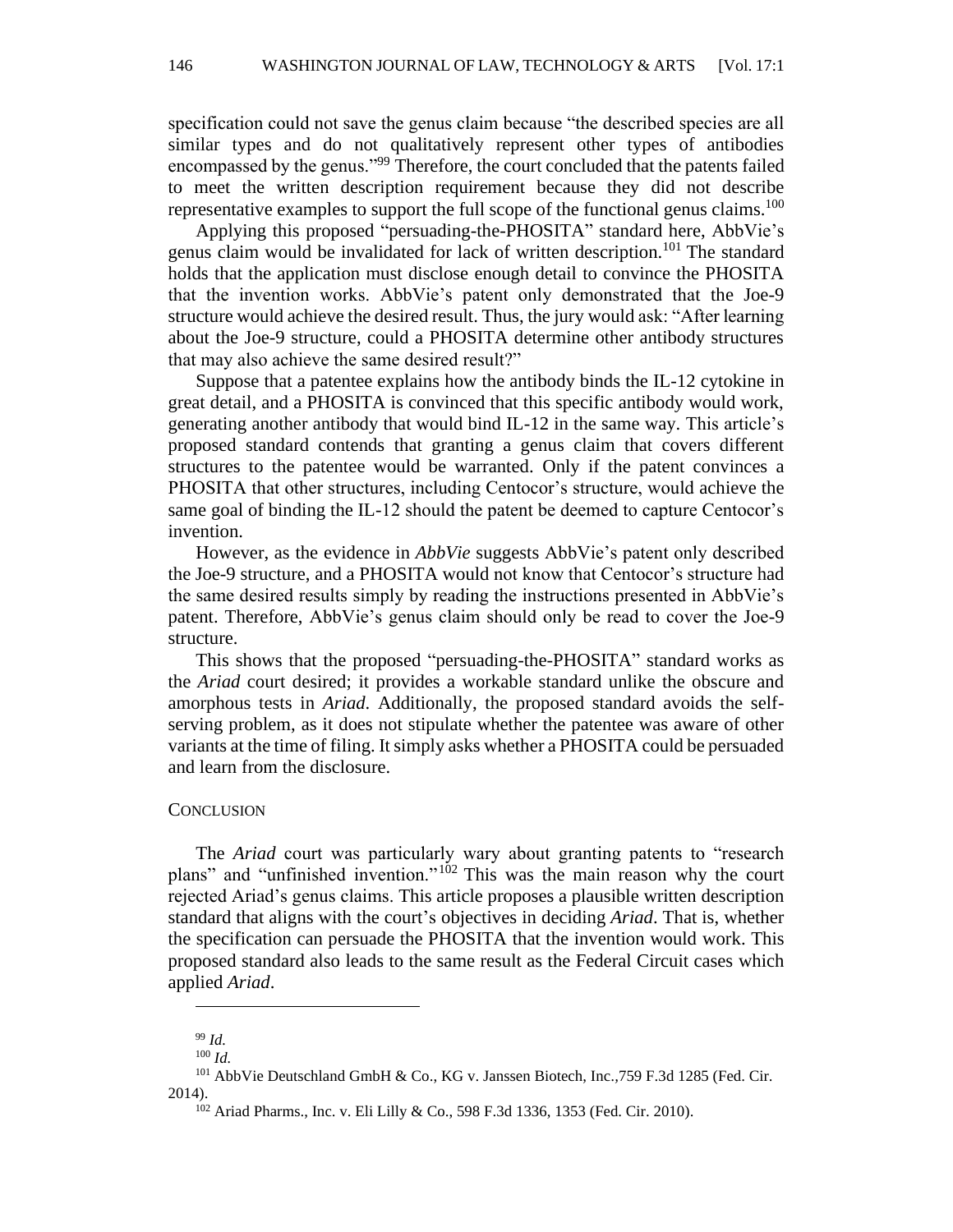specification could not save the genus claim because "the described species are all similar types and do not qualitatively represent other types of antibodies encompassed by the genus."[99] Therefore, the court concluded that the patents failed to meet the written description requirement because they did not describe representative examples to support the full scope of the functional genus claims.[100]

Applying this proposed "persuading-the-PHOSITA" standard here, AbbVie's genus claim would be invalidated for lack of written description.[101] The standard holds that the application must disclose enough detail to convince the PHOSITA that the invention works. AbbVie's patent only demonstrated that the Joe-9 structure would achieve the desired result. Thus, the jury would ask: "After learning about the Joe-9 structure, could a PHOSITA determine other antibody structures that may also achieve the same desired result?"

Suppose that a patentee explains how the antibody binds the IL-12 cytokine in great detail, and a PHOSITA is convinced that this specific antibody would work, generating another antibody that would bind IL-12 in the same way. This article's proposed standard contends that granting a genus claim that covers different structures to the patentee would be warranted. Only if the patent convinces a PHOSITA that other structures, including Centocor's structure, would achieve the same goal of binding the IL-12 should the patent be deemed to capture Centocor's invention.

However, as the evidence in *AbbVie* suggests AbbVie's patent only described the Joe-9 structure, and a PHOSITA would not know that Centocor's structure had the same desired results simply by reading the instructions presented in AbbVie's patent. Therefore, AbbVie's genus claim should only be read to cover the Joe-9 structure.

This shows that the proposed "persuading-the-PHOSITA" standard works as the *Ariad* court desired; it provides a workable standard unlike the obscure and amorphous tests in *Ariad*. Additionally, the proposed standard avoids the self-serving problem, as it does not stipulate whether the patentee was aware of other variants at the time of filing. It simply asks whether a PHOSITA could be persuaded and learn from the disclosure.

## CONCLUSION

The *Ariad* court was particularly wary about granting patents to "research plans" and "unfinished invention."[102] This was the main reason why the court rejected Ariad's genus claims. This article proposes a plausible written description standard that aligns with the court's objectives in deciding *Ariad*. That is, whether the specification can persuade the PHOSITA that the invention would work. This proposed standard also leads to the same result as the Federal Circuit cases which applied *Ariad*.

---

[99] *Id.*

[100] *Id.*

[101] AbbVie Deutschland GmbH & Co., KG v. Janssen Biotech, Inc.,759 F.3d 1285 (Fed. Cir. 2014).

[102] Ariad Pharms., Inc. v. Eli Lilly & Co., 598 F.3d 1336, 1353 (Fed. Cir. 2010).